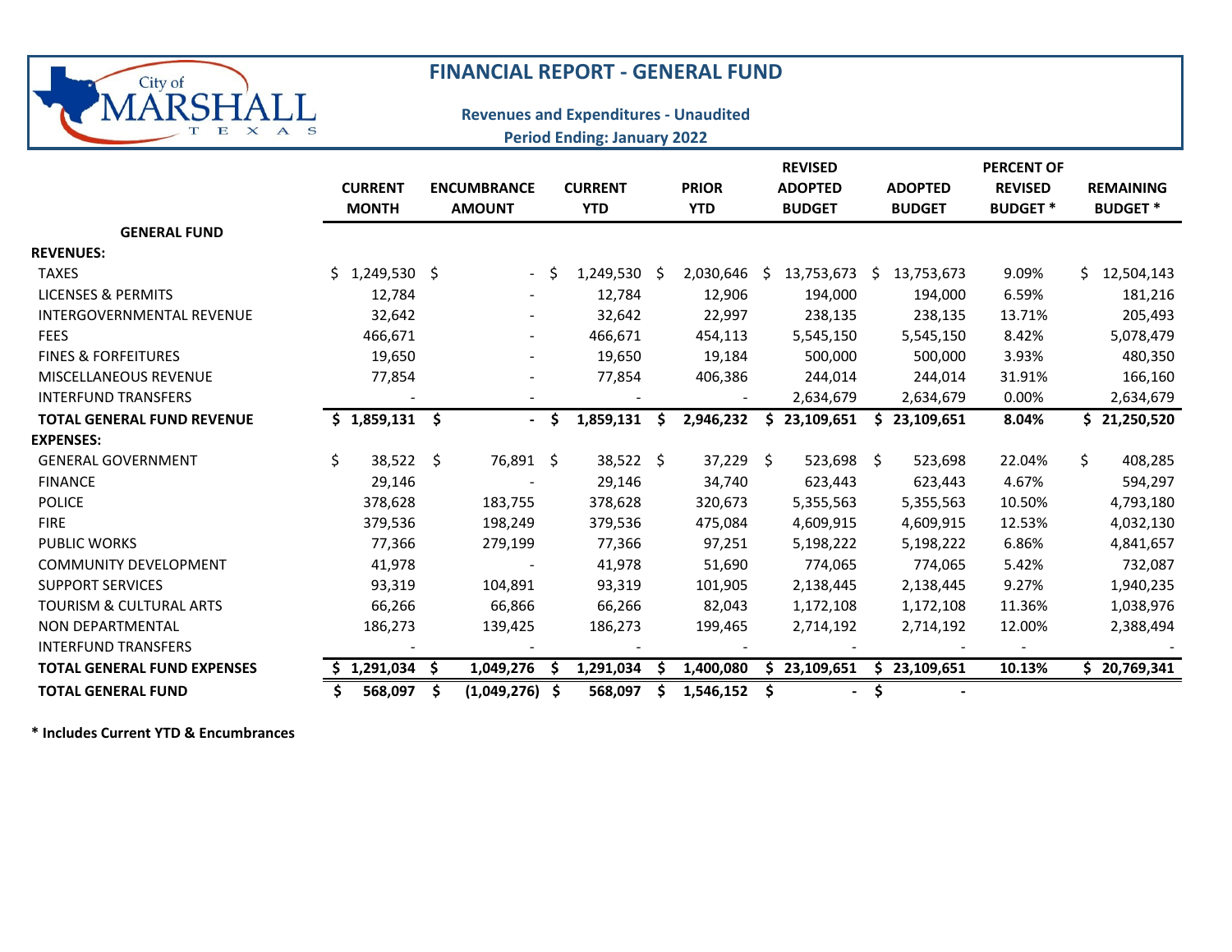# FINANCIAL REPORT - GENERAL FUND

**Revenues and Expenditures - Unaudited**

**Period Ending: January 2022**

| | CURRENT MONTH | ENCUMBRANCE AMOUNT | CURRENT YTD | PRIOR YTD | REVISED ADOPTED BUDGET | ADOPTED BUDGET | PERCENT OF REVISED BUDGET * | REMAINING BUDGET * |
|---|---|---|---|---|---|---|---|---|
| **GENERAL FUND** | | | | | | | | |
| **REVENUES:** | | | | | | | | |
| TAXES | $ 1,249,530 | $ - | $ 1,249,530 | $ 2,030,646 | $ 13,753,673 | $ 13,753,673 | 9.09% | $ 12,504,143 |
| LICENSES & PERMITS | 12,784 | - | 12,784 | 12,906 | 194,000 | 194,000 | 6.59% | 181,216 |
| INTERGOVERNMENTAL REVENUE | 32,642 | - | 32,642 | 22,997 | 238,135 | 238,135 | 13.71% | 205,493 |
| FEES | 466,671 | - | 466,671 | 454,113 | 5,545,150 | 5,545,150 | 8.42% | 5,078,479 |
| FINES & FORFEITURES | 19,650 | - | 19,650 | 19,184 | 500,000 | 500,000 | 3.93% | 480,350 |
| MISCELLANEOUS REVENUE | 77,854 | - | 77,854 | 406,386 | 244,014 | 244,014 | 31.91% | 166,160 |
| INTERFUND TRANSFERS | - | - | - | - | 2,634,679 | 2,634,679 | 0.00% | 2,634,679 |
| **TOTAL GENERAL FUND REVENUE** | **$ 1,859,131** | **$ -** | **$ 1,859,131** | **$ 2,946,232** | **$ 23,109,651** | **$ 23,109,651** | **8.04%** | **$ 21,250,520** |
| **EXPENSES:** | | | | | | | | |
| GENERAL GOVERNMENT | $ 38,522 | $ 76,891 | $ 38,522 | $ 37,229 | $ 523,698 | $ 523,698 | 22.04% | $ 408,285 |
| FINANCE | 29,146 | - | 29,146 | 34,740 | 623,443 | 623,443 | 4.67% | 594,297 |
| POLICE | 378,628 | 183,755 | 378,628 | 320,673 | 5,355,563 | 5,355,563 | 10.50% | 4,793,180 |
| FIRE | 379,536 | 198,249 | 379,536 | 475,084 | 4,609,915 | 4,609,915 | 12.53% | 4,032,130 |
| PUBLIC WORKS | 77,366 | 279,199 | 77,366 | 97,251 | 5,198,222 | 5,198,222 | 6.86% | 4,841,657 |
| COMMUNITY DEVELOPMENT | 41,978 | - | 41,978 | 51,690 | 774,065 | 774,065 | 5.42% | 732,087 |
| SUPPORT SERVICES | 93,319 | 104,891 | 93,319 | 101,905 | 2,138,445 | 2,138,445 | 9.27% | 1,940,235 |
| TOURISM & CULTURAL ARTS | 66,266 | 66,866 | 66,266 | 82,043 | 1,172,108 | 1,172,108 | 11.36% | 1,038,976 |
| NON DEPARTMENTAL | 186,273 | 139,425 | 186,273 | 199,465 | 2,714,192 | 2,714,192 | 12.00% | 2,388,494 |
| INTERFUND TRANSFERS | - | - | - | - | - | - | - | - |
| **TOTAL GENERAL FUND EXPENSES** | **$ 1,291,034** | **$ 1,049,276** | **$ 1,291,034** | **$ 1,400,080** | **$ 23,109,651** | **$ 23,109,651** | **10.13%** | **$ 20,769,341** |
| **TOTAL GENERAL FUND** | **$ 568,097** | **$ (1,049,276)** | **$ 568,097** | **$ 1,546,152** | **$ -** | **$ -** | | |

**\* Includes Current YTD & Encumbrances**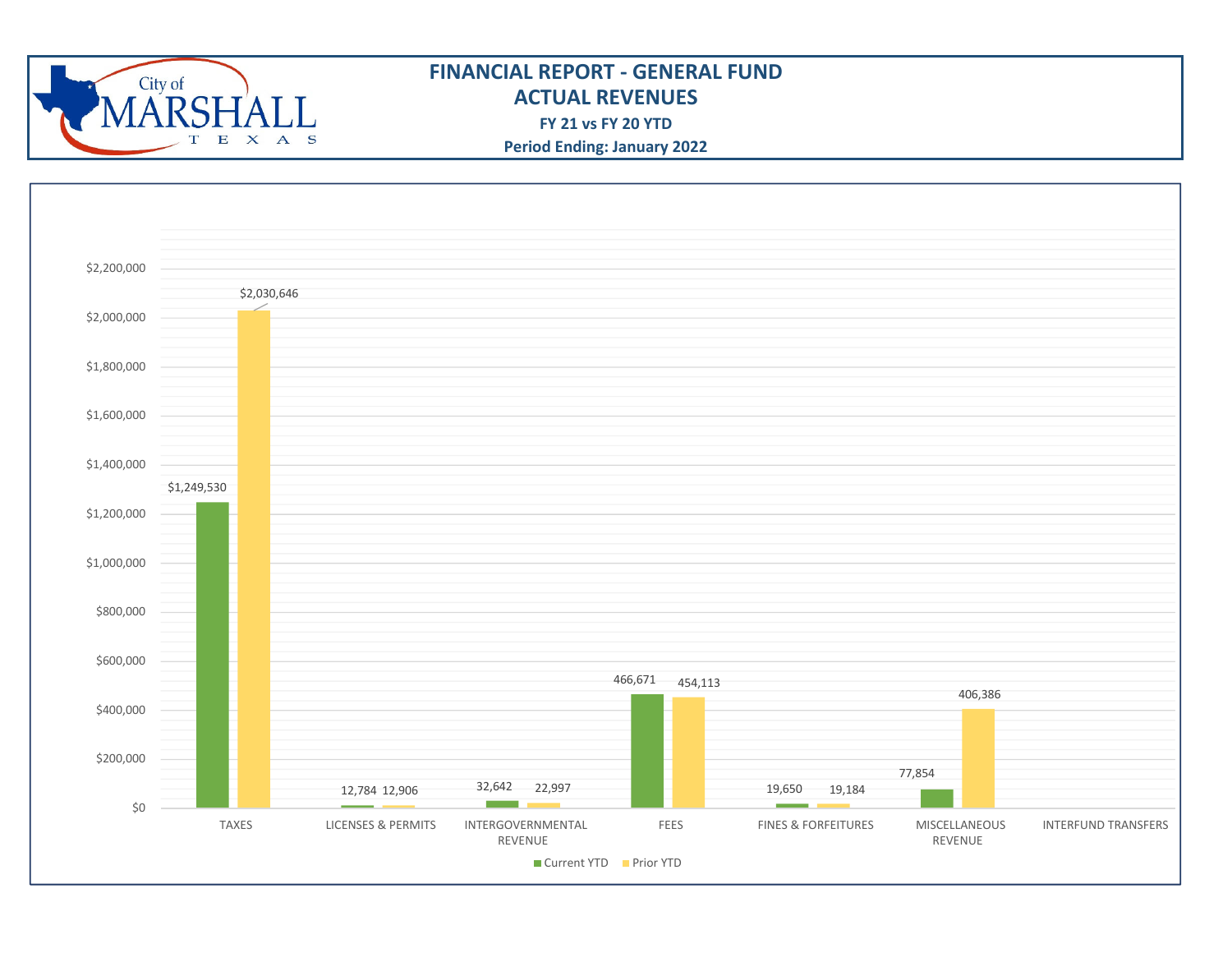# FINANCIAL REPORT - GENERAL FUND

## ACTUAL REVENUES

**FY 21 vs FY 20 YTD**

**Period Ending: January 2022**

| Category | Current YTD | Prior YTD |
|---|---|---|
| TAXES | $1,249,530 | $2,030,646 |
| LICENSES & PERMITS | 12,784 | 12,906 |
| INTERGOVERNMENTAL REVENUE | 32,642 | 22,997 |
| FEES | 466,671 | 454,113 |
| FINES & FORFEITURES | 19,650 | 19,184 |
| MISCELLANEOUS REVENUE | 77,854 | 406,386 |
| INTERFUND TRANSFERS | | |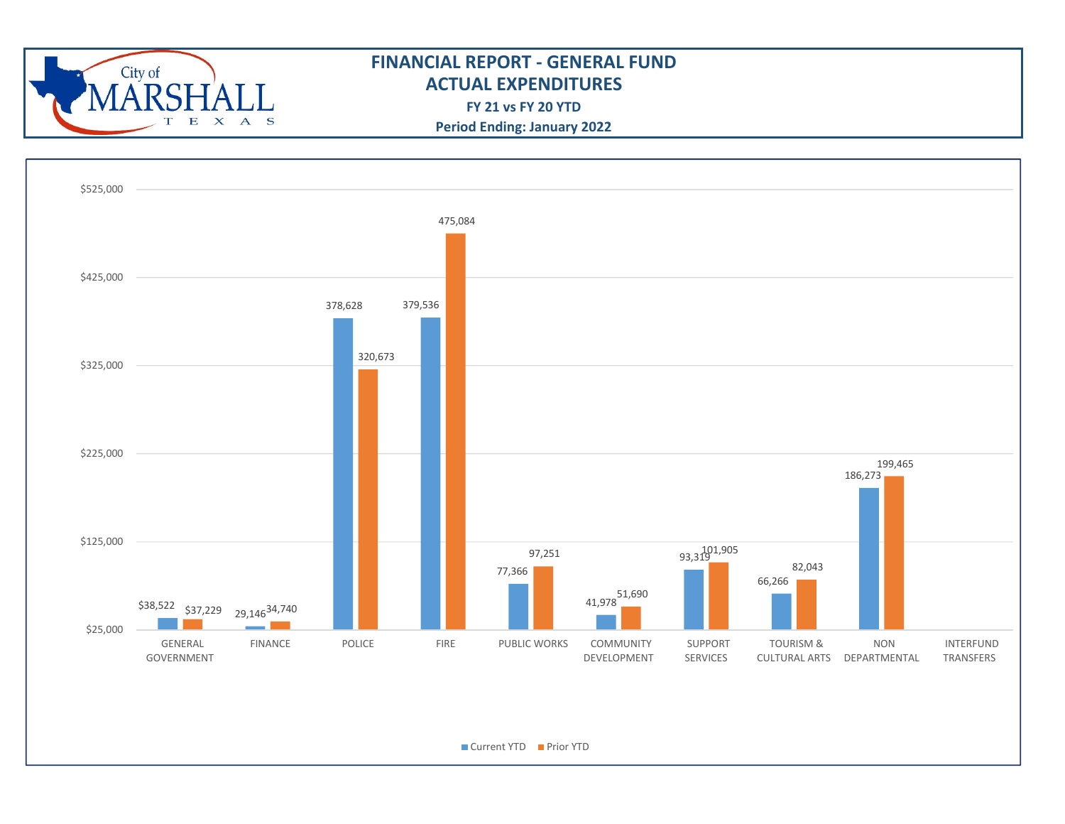# FINANCIAL REPORT - GENERAL FUND
## ACTUAL EXPENDITURES

**FY 21 vs FY 20 YTD**

**Period Ending: January 2022**

| Department | Current YTD | Prior YTD |
| --- | --- | --- |
| GENERAL GOVERNMENT | $38,522 | $37,229 |
| FINANCE | 29,146 | 34,740 |
| POLICE | 378,628 | 320,673 |
| FIRE | 379,536 | 475,084 |
| PUBLIC WORKS | 77,366 | 97,251 |
| COMMUNITY DEVELOPMENT | 41,978 | 51,690 |
| SUPPORT SERVICES | 93,319 | 101,905 |
| TOURISM & CULTURAL ARTS | 66,266 | 82,043 |
| NON DEPARTMENTAL | 186,273 | 199,465 |
| INTERFUND TRANSFERS | | |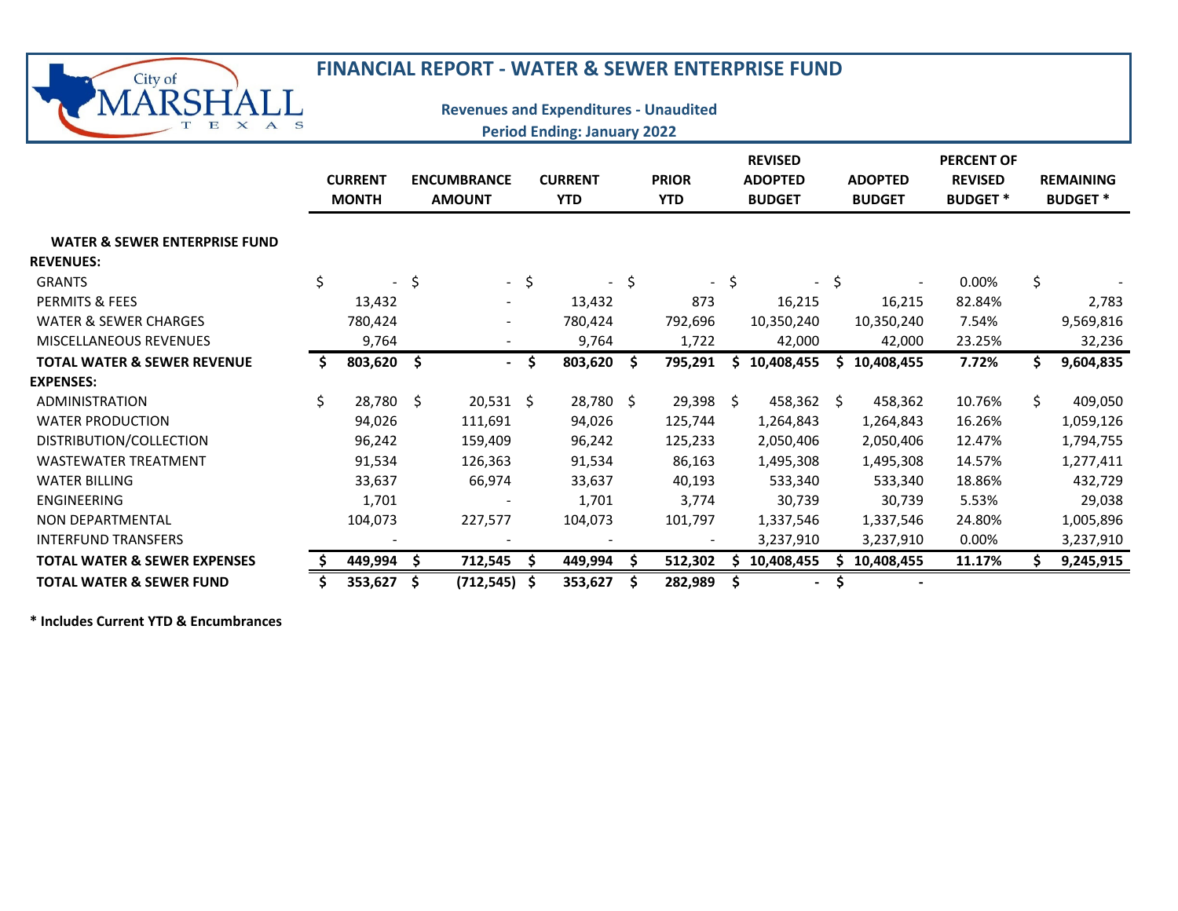# FINANCIAL REPORT - WATER & SEWER ENTERPRISE FUND

**Revenues and Expenditures - Unaudited**

**Period Ending: January 2022**

| | CURRENT MONTH | ENCUMBRANCE AMOUNT | CURRENT YTD | PRIOR YTD | REVISED ADOPTED BUDGET | ADOPTED BUDGET | PERCENT OF REVISED BUDGET * | REMAINING BUDGET * |
|---|---|---|---|---|---|---|---|---|
| **WATER & SEWER ENTERPRISE FUND** | | | | | | | | |
| **REVENUES:** | | | | | | | | |
| GRANTS | $ - | $ - | $ - | $ - | $ - | $ - | 0.00% | $ - |
| PERMITS & FEES | 13,432 | - | 13,432 | 873 | 16,215 | 16,215 | 82.84% | 2,783 |
| WATER & SEWER CHARGES | 780,424 | - | 780,424 | 792,696 | 10,350,240 | 10,350,240 | 7.54% | 9,569,816 |
| MISCELLANEOUS REVENUES | 9,764 | - | 9,764 | 1,722 | 42,000 | 42,000 | 23.25% | 32,236 |
| **TOTAL WATER & SEWER REVENUE** | **$ 803,620** | **$ -** | **$ 803,620** | **$ 795,291** | **$ 10,408,455** | **$ 10,408,455** | **7.72%** | **$ 9,604,835** |
| **EXPENSES:** | | | | | | | | |
| ADMINISTRATION | $ 28,780 | $ 20,531 | $ 28,780 | $ 29,398 | $ 458,362 | $ 458,362 | 10.76% | $ 409,050 |
| WATER PRODUCTION | 94,026 | 111,691 | 94,026 | 125,744 | 1,264,843 | 1,264,843 | 16.26% | 1,059,126 |
| DISTRIBUTION/COLLECTION | 96,242 | 159,409 | 96,242 | 125,233 | 2,050,406 | 2,050,406 | 12.47% | 1,794,755 |
| WASTEWATER TREATMENT | 91,534 | 126,363 | 91,534 | 86,163 | 1,495,308 | 1,495,308 | 14.57% | 1,277,411 |
| WATER BILLING | 33,637 | 66,974 | 33,637 | 40,193 | 533,340 | 533,340 | 18.86% | 432,729 |
| ENGINEERING | 1,701 | - | 1,701 | 3,774 | 30,739 | 30,739 | 5.53% | 29,038 |
| NON DEPARTMENTAL | 104,073 | 227,577 | 104,073 | 101,797 | 1,337,546 | 1,337,546 | 24.80% | 1,005,896 |
| INTERFUND TRANSFERS | - | - | - | - | 3,237,910 | 3,237,910 | 0.00% | 3,237,910 |
| **TOTAL WATER & SEWER EXPENSES** | **$ 449,994** | **$ 712,545** | **$ 449,994** | **$ 512,302** | **$ 10,408,455** | **$ 10,408,455** | **11.17%** | **$ 9,245,915** |
| **TOTAL WATER & SEWER FUND** | **$ 353,627** | **$ (712,545)** | **$ 353,627** | **$ 282,989** | **$ -** | **$ -** | | |

**\* Includes Current YTD & Encumbrances**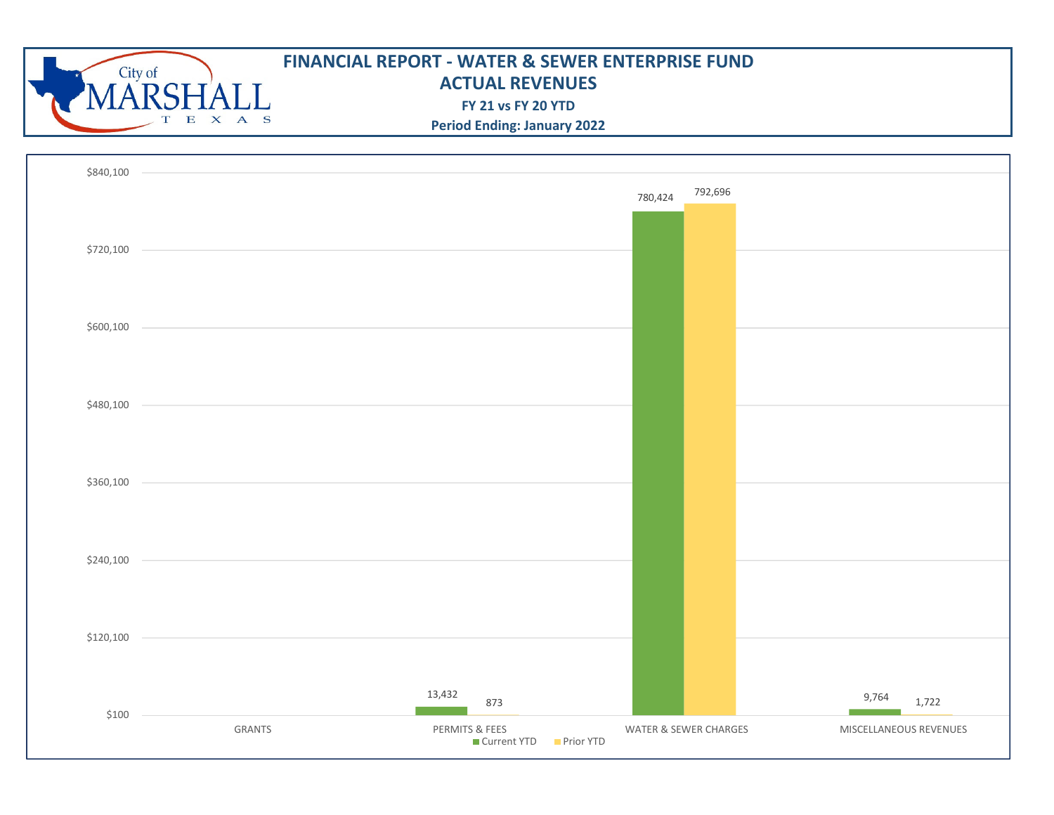# FINANCIAL REPORT - WATER & SEWER ENTERPRISE FUND

## ACTUAL REVENUES

**FY 21 vs FY 20 YTD**

**Period Ending: January 2022**

| Category | Current YTD | Prior YTD |
| --- | --- | --- |
| GRANTS | | |
| PERMITS & FEES | 13,432 | 873 |
| WATER & SEWER CHARGES | 780,424 | 792,696 |
| MISCELLANEOUS REVENUES | 9,764 | 1,722 |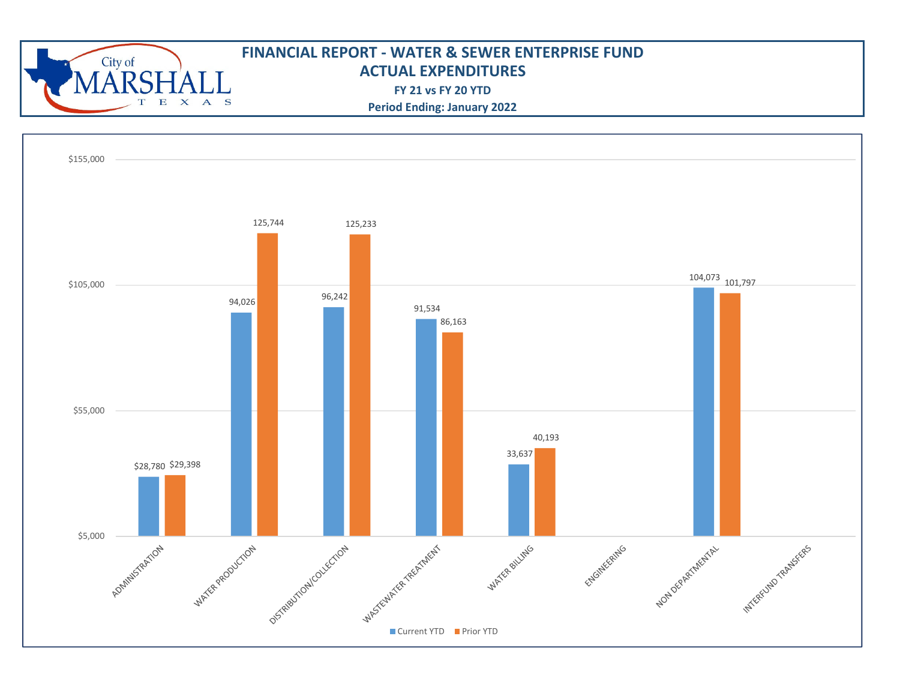# FINANCIAL REPORT - WATER & SEWER ENTERPRISE FUND
## ACTUAL EXPENDITURES

**FY 21 vs FY 20 YTD**

**Period Ending: January 2022**

$155,000
$105,000
$55,000
$5,000

$28,780 $29,398
94,026 125,744
96,242 125,233
91,534 86,163
33,637 40,193
104,073 101,797

ADMINISTRATION
WATER PRODUCTION
DISTRIBUTION/COLLECTION
WASTEWATER TREATMENT
WATER BILLING
ENGINEERING
NON DEPARTMENTAL
INTERFUND TRANSFERS

Current YTD
Prior YTD